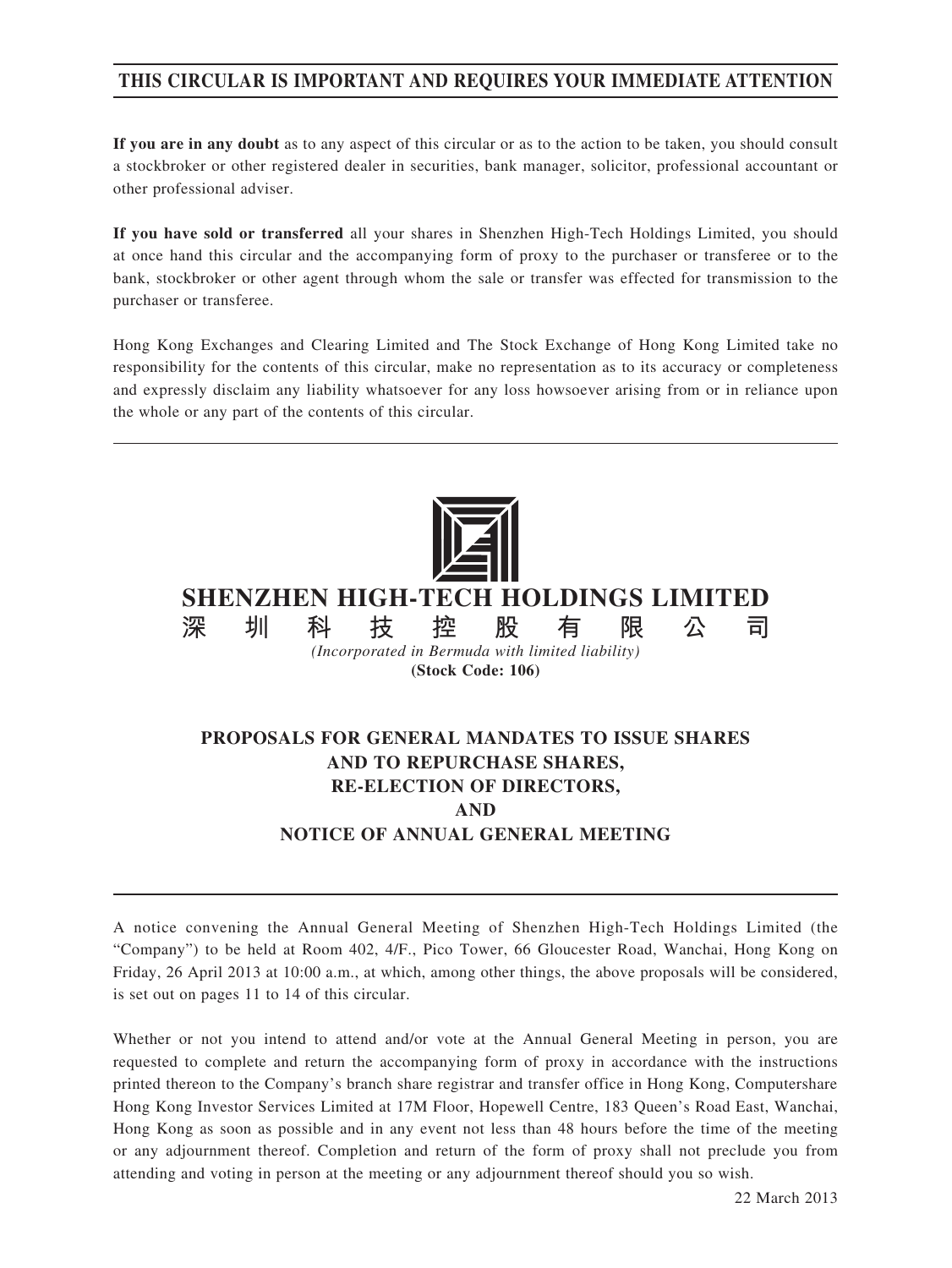**THIS CIRCULAR IS IMPORTANT AND REQUIRES YOUR IMMEDIATE ATTENTION**

**If you are in any doubt** as to any aspect of this circular or as to the action to be taken, you should consult a stockbroker or other registered dealer in securities, bank manager, solicitor, professional accountant or other professional adviser.

**If you have sold or transferred** all your shares in Shenzhen High-Tech Holdings Limited, you should at once hand this circular and the accompanying form of proxy to the purchaser or transferee or to the bank, stockbroker or other agent through whom the sale or transfer was effected for transmission to the purchaser or transferee.

Hong Kong Exchanges and Clearing Limited and The Stock Exchange of Hong Kong Limited take no responsibility for the contents of this circular, make no representation as to its accuracy or completeness and expressly disclaim any liability whatsoever for any loss howsoever arising from or in reliance upon the whole or any part of the contents of this circular.

# SHENZHEN HIGH-TECH HOLDINGS LIMITED
# 深圳科技控股有限公司

*(Incorporated in Bermuda with limited liability)*

**(Stock Code: 106)**

## PROPOSALS FOR GENERAL MANDATES TO ISSUE SHARES AND TO REPURCHASE SHARES, RE-ELECTION OF DIRECTORS, AND NOTICE OF ANNUAL GENERAL MEETING

A notice convening the Annual General Meeting of Shenzhen High-Tech Holdings Limited (the "Company") to be held at Room 402, 4/F., Pico Tower, 66 Gloucester Road, Wanchai, Hong Kong on Friday, 26 April 2013 at 10:00 a.m., at which, among other things, the above proposals will be considered, is set out on pages 11 to 14 of this circular.

Whether or not you intend to attend and/or vote at the Annual General Meeting in person, you are requested to complete and return the accompanying form of proxy in accordance with the instructions printed thereon to the Company's branch share registrar and transfer office in Hong Kong, Computershare Hong Kong Investor Services Limited at 17M Floor, Hopewell Centre, 183 Queen's Road East, Wanchai, Hong Kong as soon as possible and in any event not less than 48 hours before the time of the meeting or any adjournment thereof. Completion and return of the form of proxy shall not preclude you from attending and voting in person at the meeting or any adjournment thereof should you so wish.

22 March 2013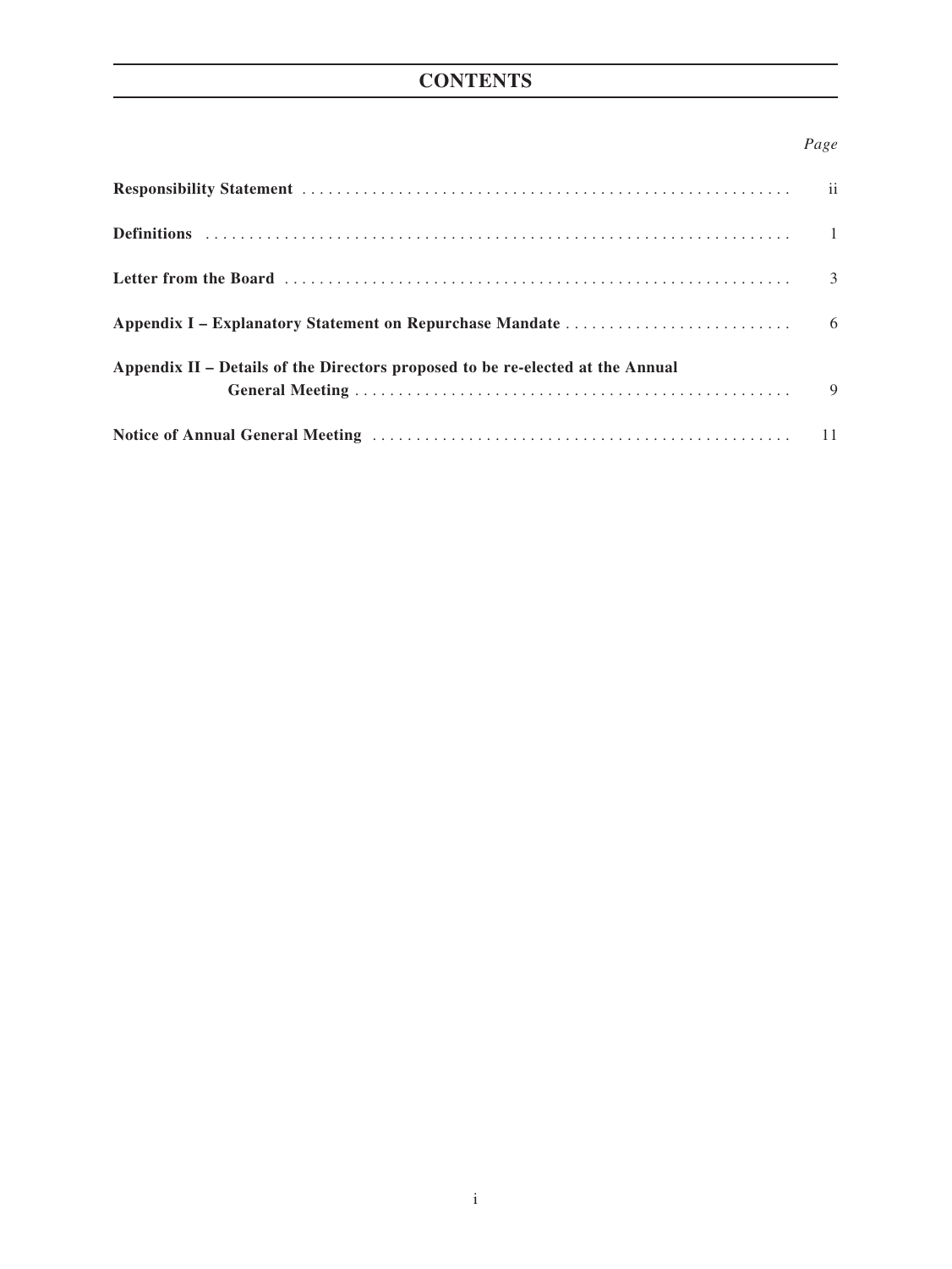# CONTENTS

| | Page |
|---|---|
| **Responsibility Statement** | ii |
| **Definitions** | 1 |
| **Letter from the Board** | 3 |
| **Appendix I – Explanatory Statement on Repurchase Mandate** | 6 |
| **Appendix II – Details of the Directors proposed to be re-elected at the Annual General Meeting** | 9 |
| **Notice of Annual General Meeting** | 11 |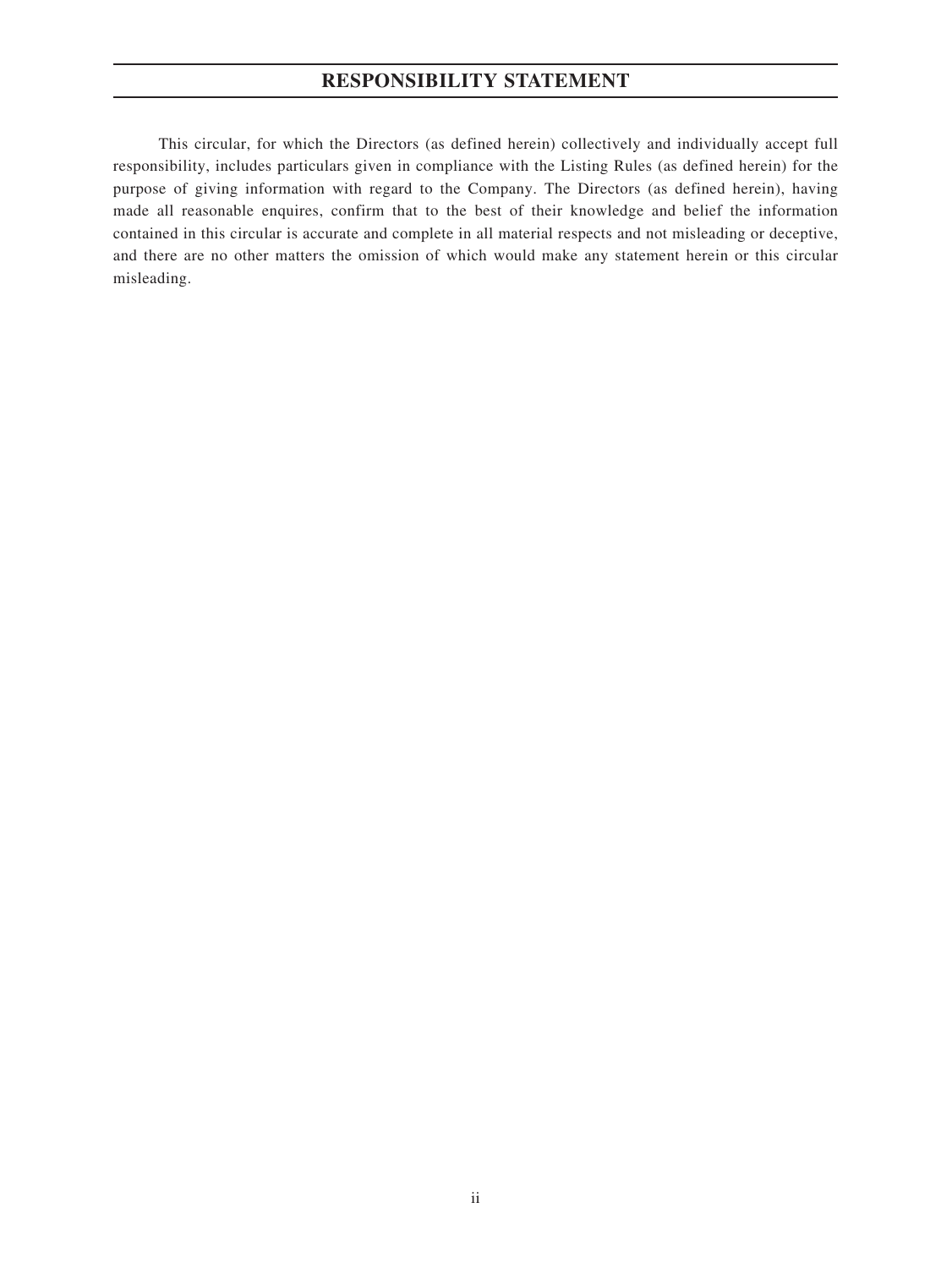# RESPONSIBILITY STATEMENT

This circular, for which the Directors (as defined herein) collectively and individually accept full responsibility, includes particulars given in compliance with the Listing Rules (as defined herein) for the purpose of giving information with regard to the Company. The Directors (as defined herein), having made all reasonable enquires, confirm that to the best of their knowledge and belief the information contained in this circular is accurate and complete in all material respects and not misleading or deceptive, and there are no other matters the omission of which would make any statement herein or this circular misleading.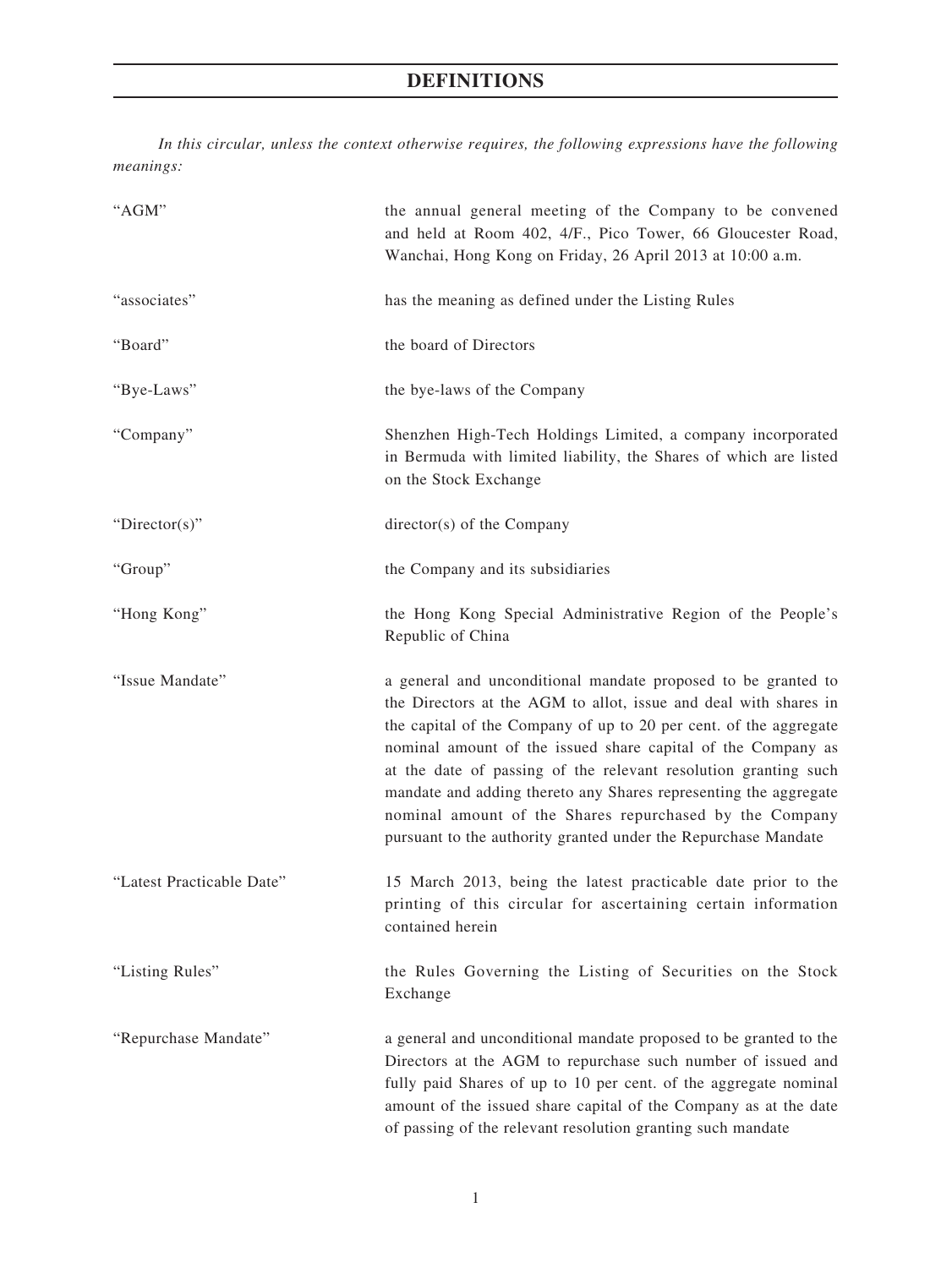# DEFINITIONS

*In this circular, unless the context otherwise requires, the following expressions have the following meanings:*

| | |
|---|---|
| "AGM" | the annual general meeting of the Company to be convened and held at Room 402, 4/F., Pico Tower, 66 Gloucester Road, Wanchai, Hong Kong on Friday, 26 April 2013 at 10:00 a.m. |
| "associates" | has the meaning as defined under the Listing Rules |
| "Board" | the board of Directors |
| "Bye-Laws" | the bye-laws of the Company |
| "Company" | Shenzhen High-Tech Holdings Limited, a company incorporated in Bermuda with limited liability, the Shares of which are listed on the Stock Exchange |
| "Director(s)" | director(s) of the Company |
| "Group" | the Company and its subsidiaries |
| "Hong Kong" | the Hong Kong Special Administrative Region of the People's Republic of China |
| "Issue Mandate" | a general and unconditional mandate proposed to be granted to the Directors at the AGM to allot, issue and deal with shares in the capital of the Company of up to 20 per cent. of the aggregate nominal amount of the issued share capital of the Company as at the date of passing of the relevant resolution granting such mandate and adding thereto any Shares representing the aggregate nominal amount of the Shares repurchased by the Company pursuant to the authority granted under the Repurchase Mandate |
| "Latest Practicable Date" | 15 March 2013, being the latest practicable date prior to the printing of this circular for ascertaining certain information contained herein |
| "Listing Rules" | the Rules Governing the Listing of Securities on the Stock Exchange |
| "Repurchase Mandate" | a general and unconditional mandate proposed to be granted to the Directors at the AGM to repurchase such number of issued and fully paid Shares of up to 10 per cent. of the aggregate nominal amount of the issued share capital of the Company as at the date of passing of the relevant resolution granting such mandate |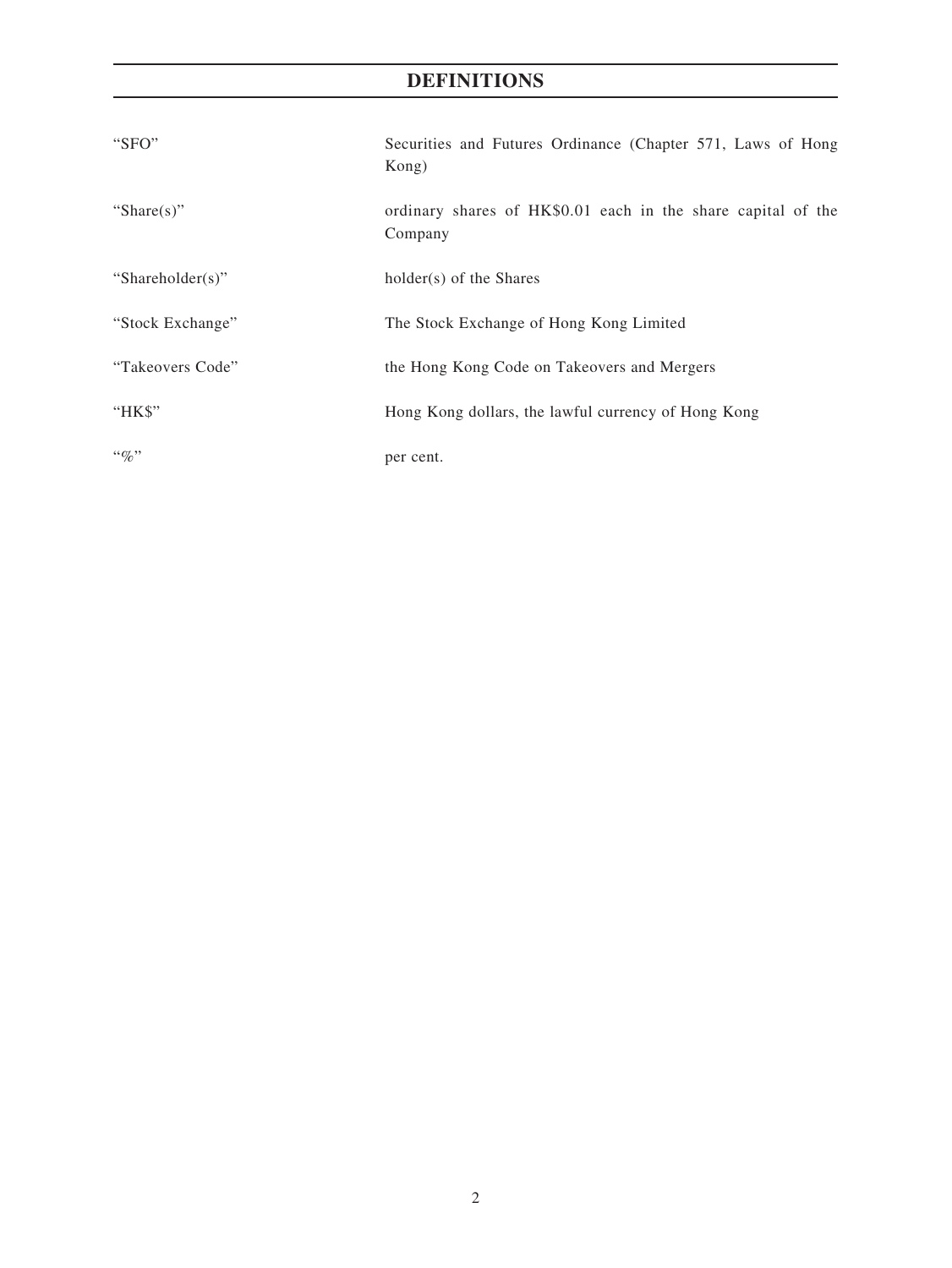# DEFINITIONS

| | |
|---|---|
| "SFO" | Securities and Futures Ordinance (Chapter 571, Laws of Hong Kong) |
| "Share(s)" | ordinary shares of HK$0.01 each in the share capital of the Company |
| "Shareholder(s)" | holder(s) of the Shares |
| "Stock Exchange" | The Stock Exchange of Hong Kong Limited |
| "Takeovers Code" | the Hong Kong Code on Takeovers and Mergers |
| "HK$" | Hong Kong dollars, the lawful currency of Hong Kong |
| "%" | per cent. |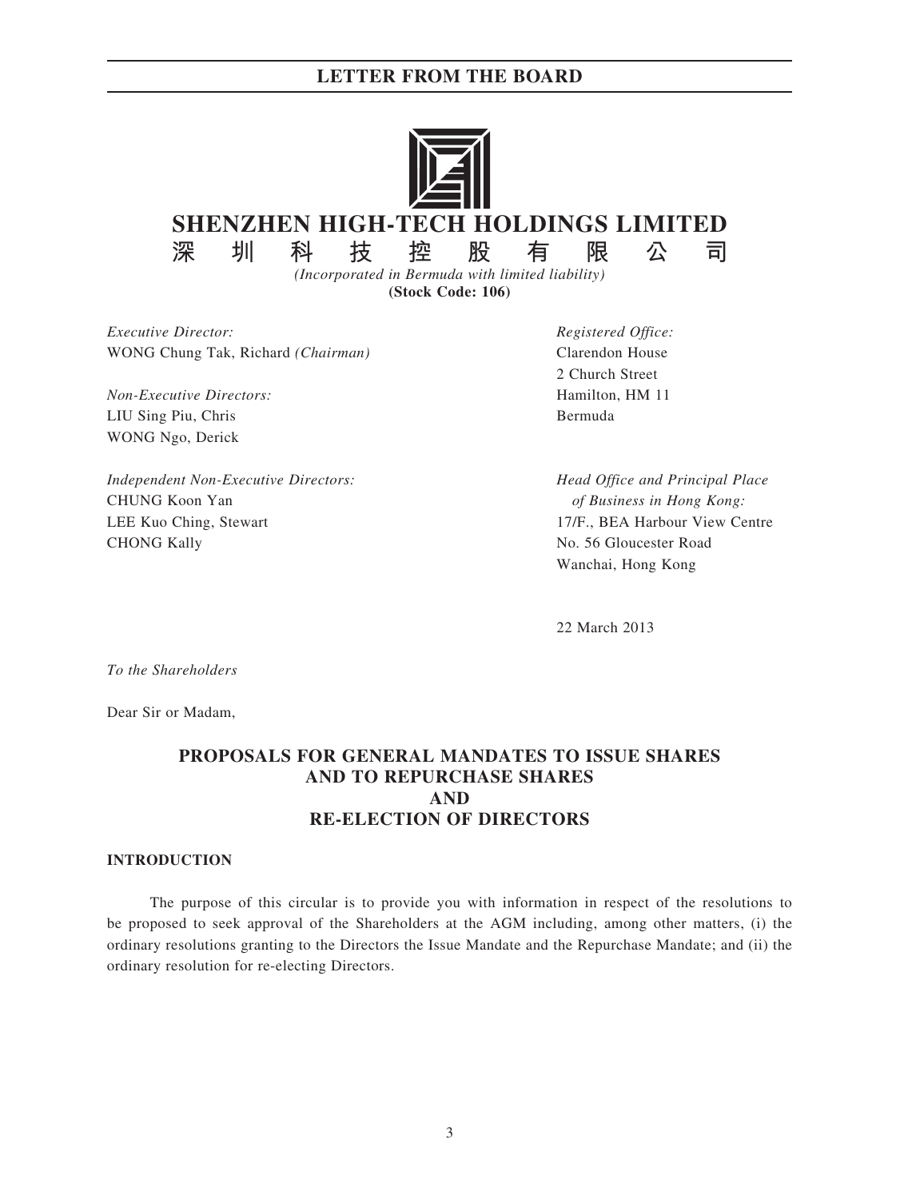## LETTER FROM THE BOARD

# SHENZHEN HIGH-TECH HOLDINGS LIMITED

**深圳科技控股有限公司**

*(Incorporated in Bermuda with limited liability)*

**(Stock Code: 106)**

*Executive Director:*
WONG Chung Tak, Richard *(Chairman)*

*Non-Executive Directors:*
LIU Sing Piu, Chris
WONG Ngo, Derick

*Independent Non-Executive Directors:*
CHUNG Koon Yan
LEE Kuo Ching, Stewart
CHONG Kally

*Registered Office:*
Clarendon House
2 Church Street
Hamilton, HM 11
Bermuda

*Head Office and Principal Place of Business in Hong Kong:*
17/F., BEA Harbour View Centre
No. 56 Gloucester Road
Wanchai, Hong Kong

22 March 2013

*To the Shareholders*

Dear Sir or Madam,

## PROPOSALS FOR GENERAL MANDATES TO ISSUE SHARES AND TO REPURCHASE SHARES AND RE-ELECTION OF DIRECTORS

### INTRODUCTION

The purpose of this circular is to provide you with information in respect of the resolutions to be proposed to seek approval of the Shareholders at the AGM including, among other matters, (i) the ordinary resolutions granting to the Directors the Issue Mandate and the Repurchase Mandate; and (ii) the ordinary resolution for re-electing Directors.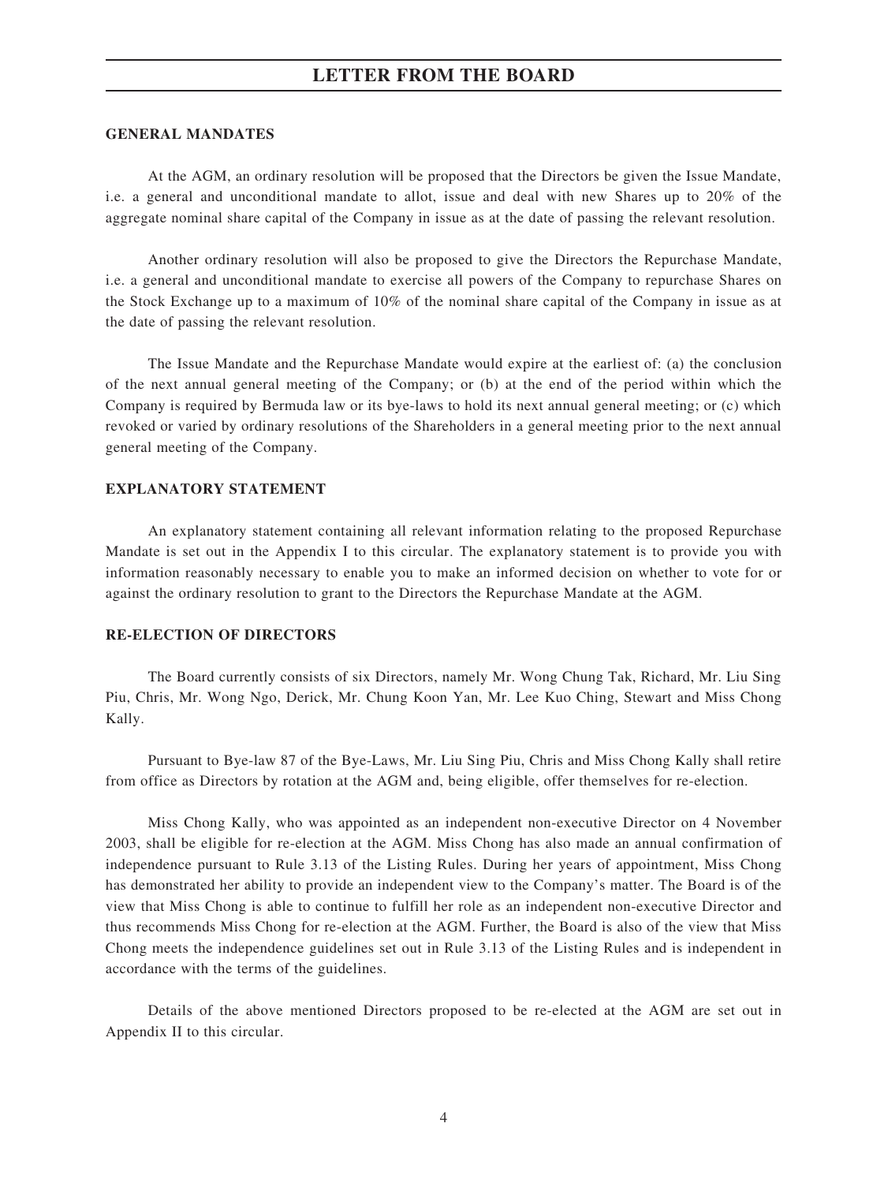## GENERAL MANDATES

At the AGM, an ordinary resolution will be proposed that the Directors be given the Issue Mandate, i.e. a general and unconditional mandate to allot, issue and deal with new Shares up to 20% of the aggregate nominal share capital of the Company in issue as at the date of passing the relevant resolution.

Another ordinary resolution will also be proposed to give the Directors the Repurchase Mandate, i.e. a general and unconditional mandate to exercise all powers of the Company to repurchase Shares on the Stock Exchange up to a maximum of 10% of the nominal share capital of the Company in issue as at the date of passing the relevant resolution.

The Issue Mandate and the Repurchase Mandate would expire at the earliest of: (a) the conclusion of the next annual general meeting of the Company; or (b) at the end of the period within which the Company is required by Bermuda law or its bye-laws to hold its next annual general meeting; or (c) which revoked or varied by ordinary resolutions of the Shareholders in a general meeting prior to the next annual general meeting of the Company.

## EXPLANATORY STATEMENT

An explanatory statement containing all relevant information relating to the proposed Repurchase Mandate is set out in the Appendix I to this circular. The explanatory statement is to provide you with information reasonably necessary to enable you to make an informed decision on whether to vote for or against the ordinary resolution to grant to the Directors the Repurchase Mandate at the AGM.

## RE-ELECTION OF DIRECTORS

The Board currently consists of six Directors, namely Mr. Wong Chung Tak, Richard, Mr. Liu Sing Piu, Chris, Mr. Wong Ngo, Derick, Mr. Chung Koon Yan, Mr. Lee Kuo Ching, Stewart and Miss Chong Kally.

Pursuant to Bye-law 87 of the Bye-Laws, Mr. Liu Sing Piu, Chris and Miss Chong Kally shall retire from office as Directors by rotation at the AGM and, being eligible, offer themselves for re-election.

Miss Chong Kally, who was appointed as an independent non-executive Director on 4 November 2003, shall be eligible for re-election at the AGM. Miss Chong has also made an annual confirmation of independence pursuant to Rule 3.13 of the Listing Rules. During her years of appointment, Miss Chong has demonstrated her ability to provide an independent view to the Company's matter. The Board is of the view that Miss Chong is able to continue to fulfill her role as an independent non-executive Director and thus recommends Miss Chong for re-election at the AGM. Further, the Board is also of the view that Miss Chong meets the independence guidelines set out in Rule 3.13 of the Listing Rules and is independent in accordance with the terms of the guidelines.

Details of the above mentioned Directors proposed to be re-elected at the AGM are set out in Appendix II to this circular.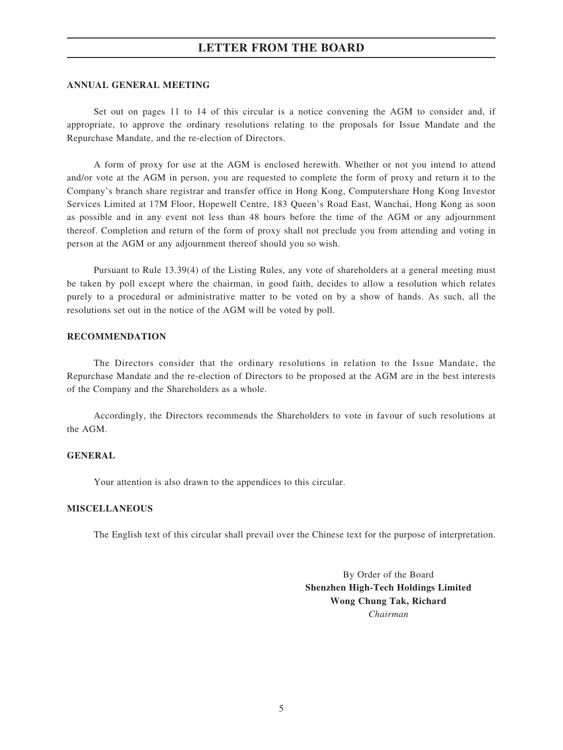## LETTER FROM THE BOARD

**ANNUAL GENERAL MEETING**

Set out on pages 11 to 14 of this circular is a notice convening the AGM to consider and, if appropriate, to approve the ordinary resolutions relating to the proposals for Issue Mandate and the Repurchase Mandate, and the re-election of Directors.

A form of proxy for use at the AGM is enclosed herewith. Whether or not you intend to attend and/or vote at the AGM in person, you are requested to complete the form of proxy and return it to the Company's branch share registrar and transfer office in Hong Kong, Computershare Hong Kong Investor Services Limited at 17M Floor, Hopewell Centre, 183 Queen's Road East, Wanchai, Hong Kong as soon as possible and in any event not less than 48 hours before the time of the AGM or any adjournment thereof. Completion and return of the form of proxy shall not preclude you from attending and voting in person at the AGM or any adjournment thereof should you so wish.

Pursuant to Rule 13.39(4) of the Listing Rules, any vote of shareholders at a general meeting must be taken by poll except where the chairman, in good faith, decides to allow a resolution which relates purely to a procedural or administrative matter to be voted on by a show of hands. As such, all the resolutions set out in the notice of the AGM will be voted by poll.

**RECOMMENDATION**

The Directors consider that the ordinary resolutions in relation to the Issue Mandate, the Repurchase Mandate and the re-election of Directors to be proposed at the AGM are in the best interests of the Company and the Shareholders as a whole.

Accordingly, the Directors recommends the Shareholders to vote in favour of such resolutions at the AGM.

**GENERAL**

Your attention is also drawn to the appendices to this circular.

**MISCELLANEOUS**

The English text of this circular shall prevail over the Chinese text for the purpose of interpretation.

By Order of the Board
**Shenzhen High-Tech Holdings Limited**
**Wong Chung Tak, Richard**
*Chairman*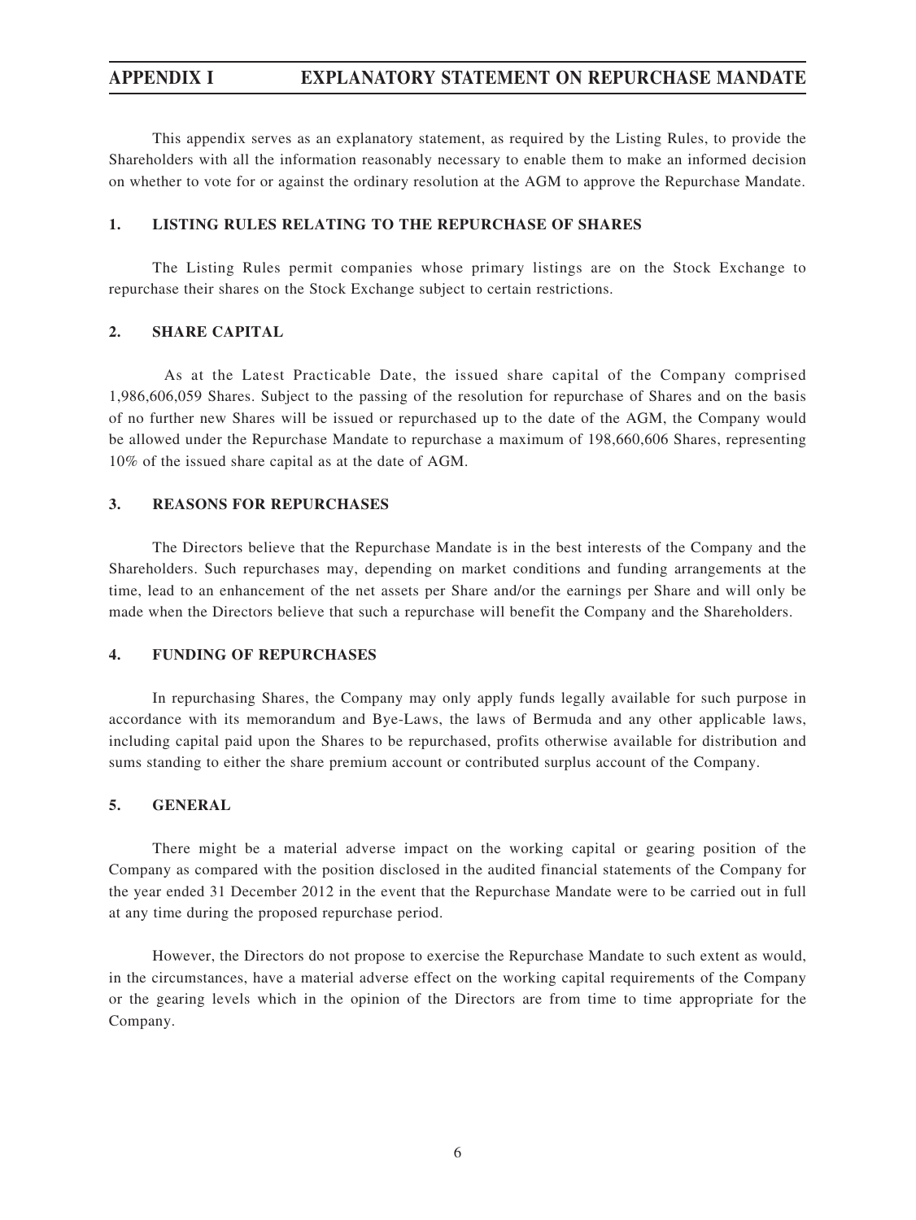# APPENDIX I EXPLANATORY STATEMENT ON REPURCHASE MANDATE

This appendix serves as an explanatory statement, as required by the Listing Rules, to provide the Shareholders with all the information reasonably necessary to enable them to make an informed decision on whether to vote for or against the ordinary resolution at the AGM to approve the Repurchase Mandate.

## 1. LISTING RULES RELATING TO THE REPURCHASE OF SHARES

The Listing Rules permit companies whose primary listings are on the Stock Exchange to repurchase their shares on the Stock Exchange subject to certain restrictions.

## 2. SHARE CAPITAL

As at the Latest Practicable Date, the issued share capital of the Company comprised 1,986,606,059 Shares. Subject to the passing of the resolution for repurchase of Shares and on the basis of no further new Shares will be issued or repurchased up to the date of the AGM, the Company would be allowed under the Repurchase Mandate to repurchase a maximum of 198,660,606 Shares, representing 10% of the issued share capital as at the date of AGM.

## 3. REASONS FOR REPURCHASES

The Directors believe that the Repurchase Mandate is in the best interests of the Company and the Shareholders. Such repurchases may, depending on market conditions and funding arrangements at the time, lead to an enhancement of the net assets per Share and/or the earnings per Share and will only be made when the Directors believe that such a repurchase will benefit the Company and the Shareholders.

## 4. FUNDING OF REPURCHASES

In repurchasing Shares, the Company may only apply funds legally available for such purpose in accordance with its memorandum and Bye-Laws, the laws of Bermuda and any other applicable laws, including capital paid upon the Shares to be repurchased, profits otherwise available for distribution and sums standing to either the share premium account or contributed surplus account of the Company.

## 5. GENERAL

There might be a material adverse impact on the working capital or gearing position of the Company as compared with the position disclosed in the audited financial statements of the Company for the year ended 31 December 2012 in the event that the Repurchase Mandate were to be carried out in full at any time during the proposed repurchase period.

However, the Directors do not propose to exercise the Repurchase Mandate to such extent as would, in the circumstances, have a material adverse effect on the working capital requirements of the Company or the gearing levels which in the opinion of the Directors are from time to time appropriate for the Company.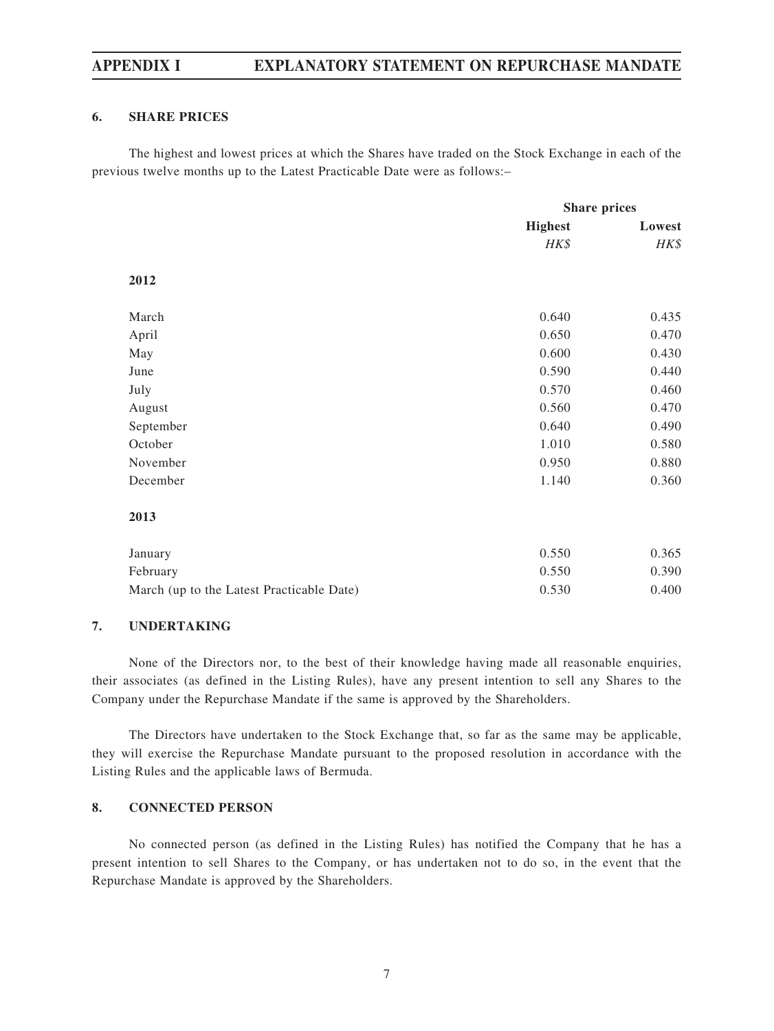## 6. SHARE PRICES

The highest and lowest prices at which the Shares have traded on the Stock Exchange in each of the previous twelve months up to the Latest Practicable Date were as follows:–

| | Share prices | |
|---|---|---|
| | **Highest** | **Lowest** |
| | *HK$* | *HK$* |
| **2012** | | |
| March | 0.640 | 0.435 |
| April | 0.650 | 0.470 |
| May | 0.600 | 0.430 |
| June | 0.590 | 0.440 |
| July | 0.570 | 0.460 |
| August | 0.560 | 0.470 |
| September | 0.640 | 0.490 |
| October | 1.010 | 0.580 |
| November | 0.950 | 0.880 |
| December | 1.140 | 0.360 |
| **2013** | | |
| January | 0.550 | 0.365 |
| February | 0.550 | 0.390 |
| March (up to the Latest Practicable Date) | 0.530 | 0.400 |

## 7. UNDERTAKING

None of the Directors nor, to the best of their knowledge having made all reasonable enquiries, their associates (as defined in the Listing Rules), have any present intention to sell any Shares to the Company under the Repurchase Mandate if the same is approved by the Shareholders.

The Directors have undertaken to the Stock Exchange that, so far as the same may be applicable, they will exercise the Repurchase Mandate pursuant to the proposed resolution in accordance with the Listing Rules and the applicable laws of Bermuda.

## 8. CONNECTED PERSON

No connected person (as defined in the Listing Rules) has notified the Company that he has a present intention to sell Shares to the Company, or has undertaken not to do so, in the event that the Repurchase Mandate is approved by the Shareholders.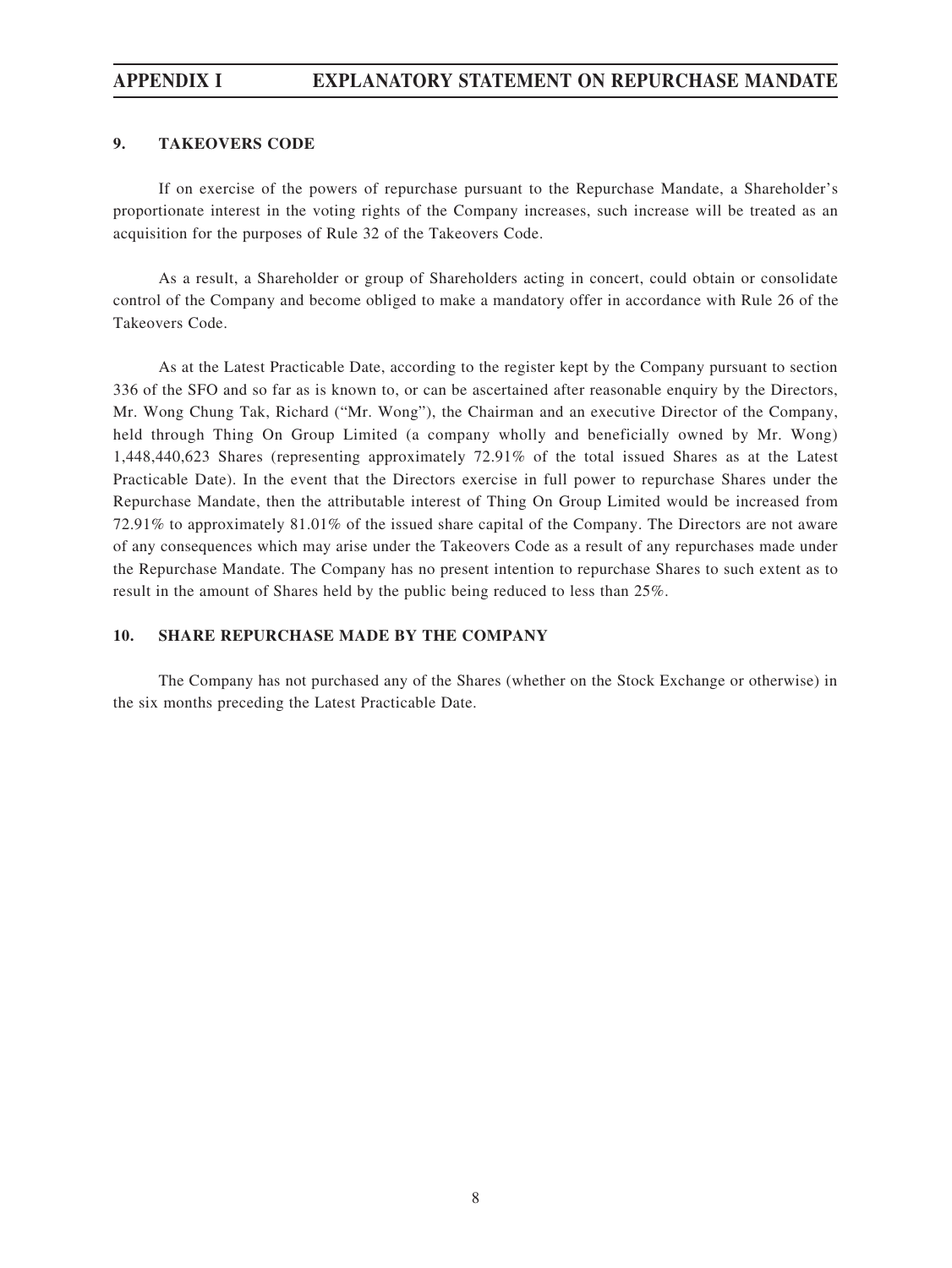### 9. TAKEOVERS CODE

If on exercise of the powers of repurchase pursuant to the Repurchase Mandate, a Shareholder's proportionate interest in the voting rights of the Company increases, such increase will be treated as an acquisition for the purposes of Rule 32 of the Takeovers Code.

As a result, a Shareholder or group of Shareholders acting in concert, could obtain or consolidate control of the Company and become obliged to make a mandatory offer in accordance with Rule 26 of the Takeovers Code.

As at the Latest Practicable Date, according to the register kept by the Company pursuant to section 336 of the SFO and so far as is known to, or can be ascertained after reasonable enquiry by the Directors, Mr. Wong Chung Tak, Richard ("Mr. Wong"), the Chairman and an executive Director of the Company, held through Thing On Group Limited (a company wholly and beneficially owned by Mr. Wong) 1,448,440,623 Shares (representing approximately 72.91% of the total issued Shares as at the Latest Practicable Date). In the event that the Directors exercise in full power to repurchase Shares under the Repurchase Mandate, then the attributable interest of Thing On Group Limited would be increased from 72.91% to approximately 81.01% of the issued share capital of the Company. The Directors are not aware of any consequences which may arise under the Takeovers Code as a result of any repurchases made under the Repurchase Mandate. The Company has no present intention to repurchase Shares to such extent as to result in the amount of Shares held by the public being reduced to less than 25%.

### 10. SHARE REPURCHASE MADE BY THE COMPANY

The Company has not purchased any of the Shares (whether on the Stock Exchange or otherwise) in the six months preceding the Latest Practicable Date.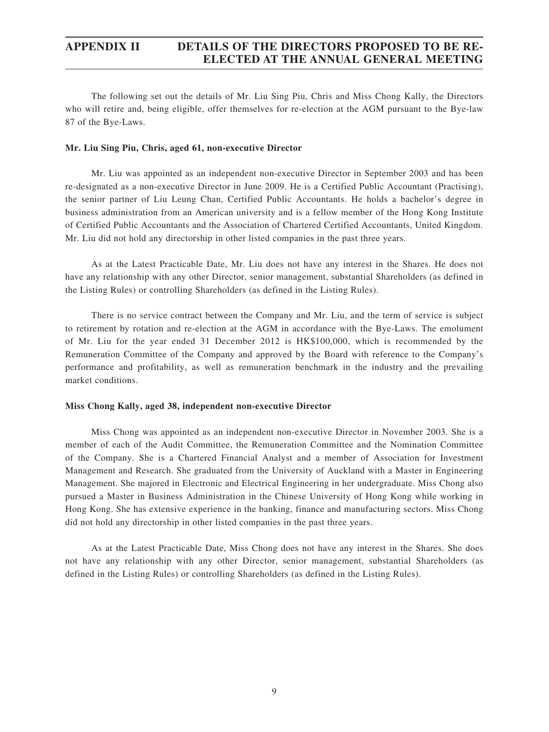## APPENDIX II DETAILS OF THE DIRECTORS PROPOSED TO BE RE-ELECTED AT THE ANNUAL GENERAL MEETING

The following set out the details of Mr. Liu Sing Piu, Chris and Miss Chong Kally, the Directors who will retire and, being eligible, offer themselves for re-election at the AGM pursuant to the Bye-law 87 of the Bye-Laws.

**Mr. Liu Sing Piu, Chris, aged 61, non-executive Director**

Mr. Liu was appointed as an independent non-executive Director in September 2003 and has been re-designated as a non-executive Director in June 2009. He is a Certified Public Accountant (Practising), the senior partner of Liu Leung Chan, Certified Public Accountants. He holds a bachelor's degree in business administration from an American university and is a fellow member of the Hong Kong Institute of Certified Public Accountants and the Association of Chartered Certified Accountants, United Kingdom. Mr. Liu did not hold any directorship in other listed companies in the past three years.

As at the Latest Practicable Date, Mr. Liu does not have any interest in the Shares. He does not have any relationship with any other Director, senior management, substantial Shareholders (as defined in the Listing Rules) or controlling Shareholders (as defined in the Listing Rules).

There is no service contract between the Company and Mr. Liu, and the term of service is subject to retirement by rotation and re-election at the AGM in accordance with the Bye-Laws. The emolument of Mr. Liu for the year ended 31 December 2012 is HK$100,000, which is recommended by the Remuneration Committee of the Company and approved by the Board with reference to the Company's performance and profitability, as well as remuneration benchmark in the industry and the prevailing market conditions.

**Miss Chong Kally, aged 38, independent non-executive Director**

Miss Chong was appointed as an independent non-executive Director in November 2003. She is a member of each of the Audit Committee, the Remuneration Committee and the Nomination Committee of the Company. She is a Chartered Financial Analyst and a member of Association for Investment Management and Research. She graduated from the University of Auckland with a Master in Engineering Management. She majored in Electronic and Electrical Engineering in her undergraduate. Miss Chong also pursued a Master in Business Administration in the Chinese University of Hong Kong while working in Hong Kong. She has extensive experience in the banking, finance and manufacturing sectors. Miss Chong did not hold any directorship in other listed companies in the past three years.

As at the Latest Practicable Date, Miss Chong does not have any interest in the Shares. She does not have any relationship with any other Director, senior management, substantial Shareholders (as defined in the Listing Rules) or controlling Shareholders (as defined in the Listing Rules).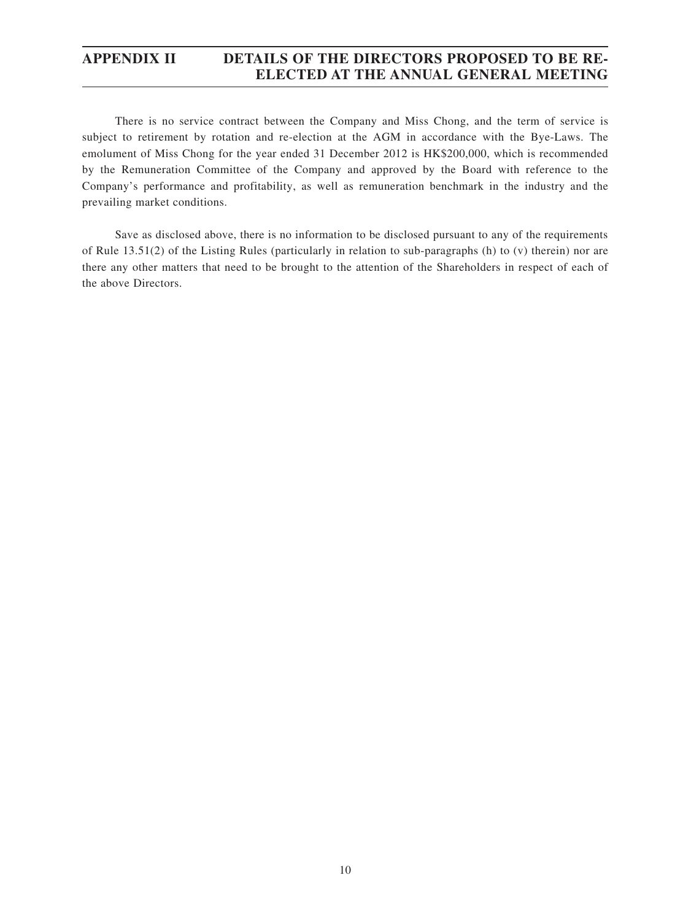There is no service contract between the Company and Miss Chong, and the term of service is subject to retirement by rotation and re-election at the AGM in accordance with the Bye-Laws. The emolument of Miss Chong for the year ended 31 December 2012 is HK$200,000, which is recommended by the Remuneration Committee of the Company and approved by the Board with reference to the Company's performance and profitability, as well as remuneration benchmark in the industry and the prevailing market conditions.

Save as disclosed above, there is no information to be disclosed pursuant to any of the requirements of Rule 13.51(2) of the Listing Rules (particularly in relation to sub-paragraphs (h) to (v) therein) nor are there any other matters that need to be brought to the attention of the Shareholders in respect of each of the above Directors.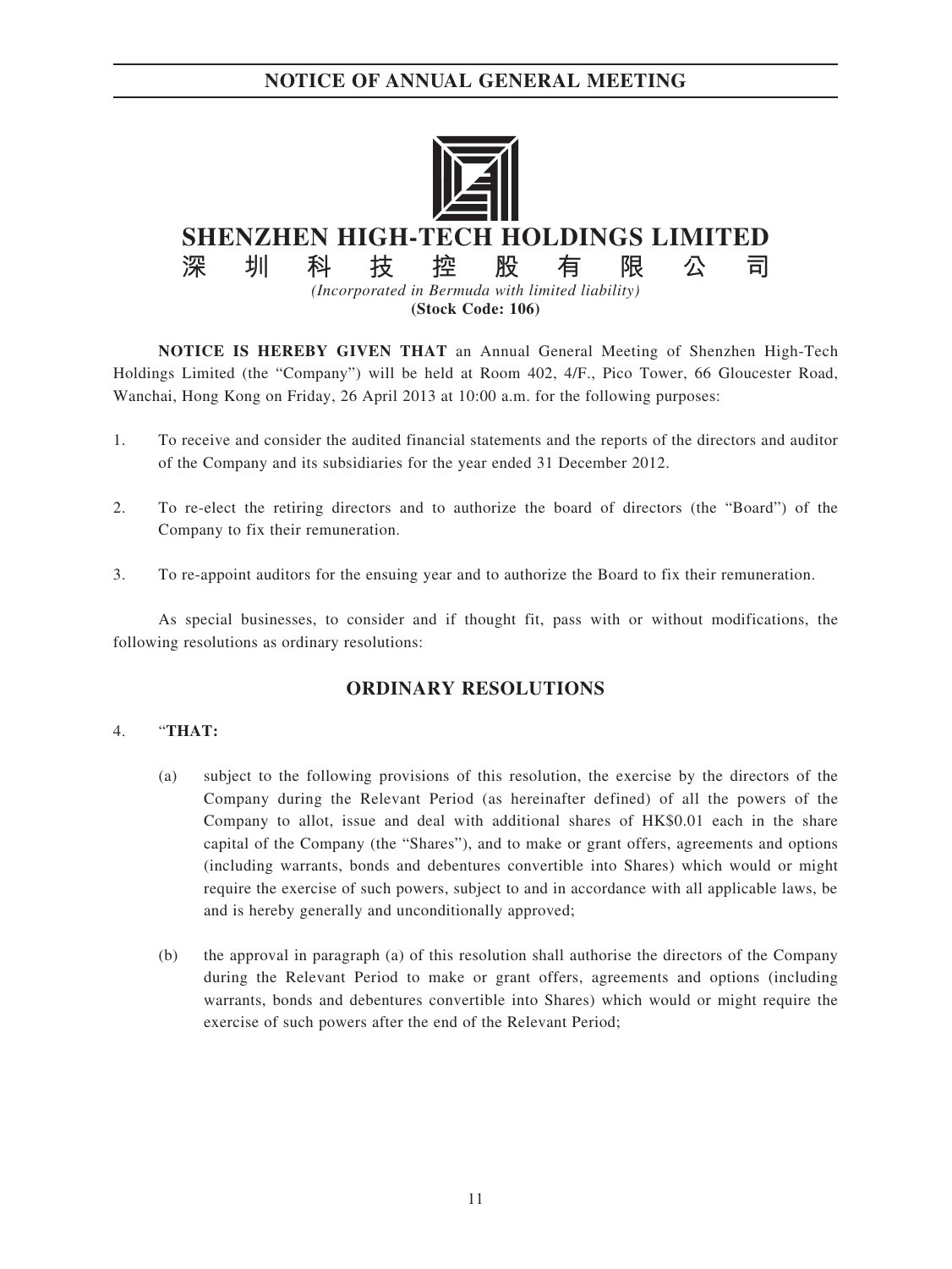# NOTICE OF ANNUAL GENERAL MEETING

# SHENZHEN HIGH-TECH HOLDINGS LIMITED

# 深圳科技控股有限公司

*(Incorporated in Bermuda with limited liability)*

**(Stock Code: 106)**

**NOTICE IS HEREBY GIVEN THAT** an Annual General Meeting of Shenzhen High-Tech Holdings Limited (the "Company") will be held at Room 402, 4/F., Pico Tower, 66 Gloucester Road, Wanchai, Hong Kong on Friday, 26 April 2013 at 10:00 a.m. for the following purposes:

1. To receive and consider the audited financial statements and the reports of the directors and auditor of the Company and its subsidiaries for the year ended 31 December 2012.

2. To re-elect the retiring directors and to authorize the board of directors (the "Board") of the Company to fix their remuneration.

3. To re-appoint auditors for the ensuing year and to authorize the Board to fix their remuneration.

As special businesses, to consider and if thought fit, pass with or without modifications, the following resolutions as ordinary resolutions:

## ORDINARY RESOLUTIONS

4. "**THAT:**

   (a) subject to the following provisions of this resolution, the exercise by the directors of the Company during the Relevant Period (as hereinafter defined) of all the powers of the Company to allot, issue and deal with additional shares of HK$0.01 each in the share capital of the Company (the "Shares"), and to make or grant offers, agreements and options (including warrants, bonds and debentures convertible into Shares) which would or might require the exercise of such powers, subject to and in accordance with all applicable laws, be and is hereby generally and unconditionally approved;

   (b) the approval in paragraph (a) of this resolution shall authorise the directors of the Company during the Relevant Period to make or grant offers, agreements and options (including warrants, bonds and debentures convertible into Shares) which would or might require the exercise of such powers after the end of the Relevant Period;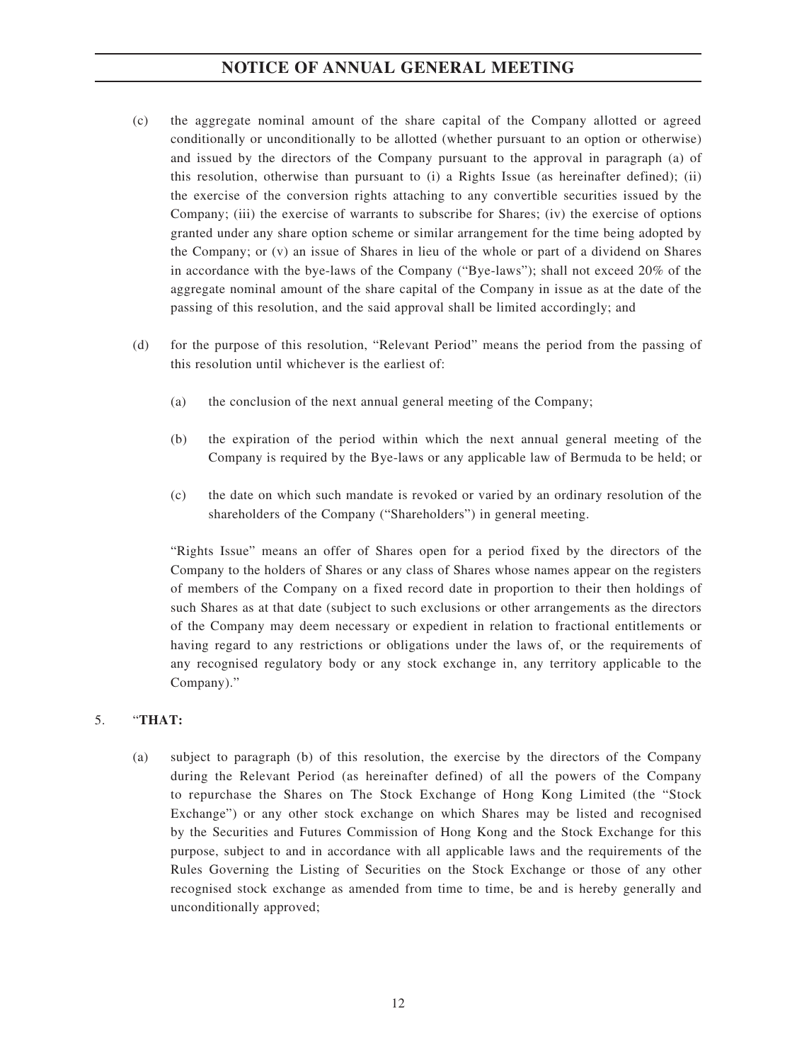(c) the aggregate nominal amount of the share capital of the Company allotted or agreed conditionally or unconditionally to be allotted (whether pursuant to an option or otherwise) and issued by the directors of the Company pursuant to the approval in paragraph (a) of this resolution, otherwise than pursuant to (i) a Rights Issue (as hereinafter defined); (ii) the exercise of the conversion rights attaching to any convertible securities issued by the Company; (iii) the exercise of warrants to subscribe for Shares; (iv) the exercise of options granted under any share option scheme or similar arrangement for the time being adopted by the Company; or (v) an issue of Shares in lieu of the whole or part of a dividend on Shares in accordance with the bye-laws of the Company ("Bye-laws"); shall not exceed 20% of the aggregate nominal amount of the share capital of the Company in issue as at the date of the passing of this resolution, and the said approval shall be limited accordingly; and

(d) for the purpose of this resolution, "Relevant Period" means the period from the passing of this resolution until whichever is the earliest of:

   (a) the conclusion of the next annual general meeting of the Company;

   (b) the expiration of the period within which the next annual general meeting of the Company is required by the Bye-laws or any applicable law of Bermuda to be held; or

   (c) the date on which such mandate is revoked or varied by an ordinary resolution of the shareholders of the Company ("Shareholders") in general meeting.

"Rights Issue" means an offer of Shares open for a period fixed by the directors of the Company to the holders of Shares or any class of Shares whose names appear on the registers of members of the Company on a fixed record date in proportion to their then holdings of such Shares as at that date (subject to such exclusions or other arrangements as the directors of the Company may deem necessary or expedient in relation to fractional entitlements or having regard to any restrictions or obligations under the laws of, or the requirements of any recognised regulatory body or any stock exchange in, any territory applicable to the Company)."

5. "**THAT:**

(a) subject to paragraph (b) of this resolution, the exercise by the directors of the Company during the Relevant Period (as hereinafter defined) of all the powers of the Company to repurchase the Shares on The Stock Exchange of Hong Kong Limited (the "Stock Exchange") or any other stock exchange on which Shares may be listed and recognised by the Securities and Futures Commission of Hong Kong and the Stock Exchange for this purpose, subject to and in accordance with all applicable laws and the requirements of the Rules Governing the Listing of Securities on the Stock Exchange or those of any other recognised stock exchange as amended from time to time, be and is hereby generally and unconditionally approved;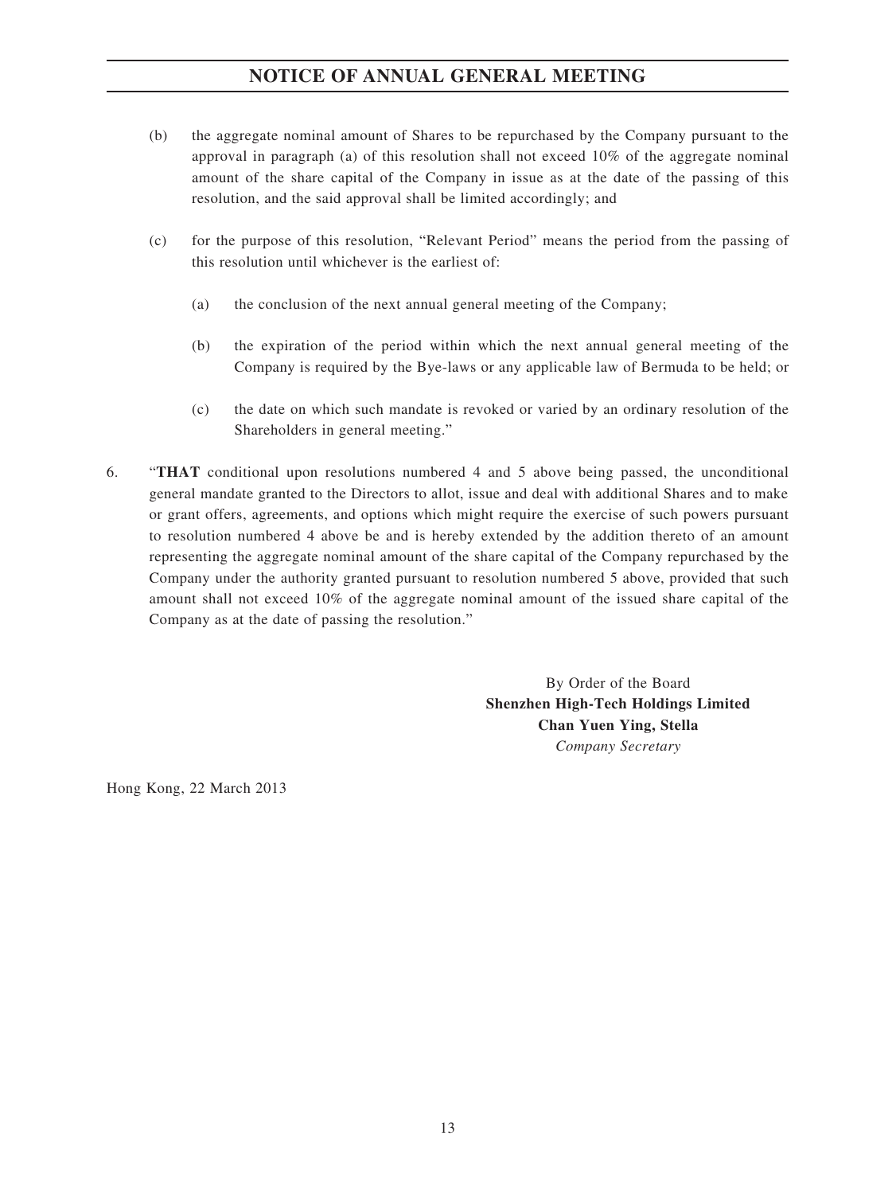(b) the aggregate nominal amount of Shares to be repurchased by the Company pursuant to the approval in paragraph (a) of this resolution shall not exceed 10% of the aggregate nominal amount of the share capital of the Company in issue as at the date of the passing of this resolution, and the said approval shall be limited accordingly; and

(c) for the purpose of this resolution, "Relevant Period" means the period from the passing of this resolution until whichever is the earliest of:

   (a) the conclusion of the next annual general meeting of the Company;

   (b) the expiration of the period within which the next annual general meeting of the Company is required by the Bye-laws or any applicable law of Bermuda to be held; or

   (c) the date on which such mandate is revoked or varied by an ordinary resolution of the Shareholders in general meeting."

6. "**THAT** conditional upon resolutions numbered 4 and 5 above being passed, the unconditional general mandate granted to the Directors to allot, issue and deal with additional Shares and to make or grant offers, agreements, and options which might require the exercise of such powers pursuant to resolution numbered 4 above be and is hereby extended by the addition thereto of an amount representing the aggregate nominal amount of the share capital of the Company repurchased by the Company under the authority granted pursuant to resolution numbered 5 above, provided that such amount shall not exceed 10% of the aggregate nominal amount of the issued share capital of the Company as at the date of passing the resolution."

By Order of the Board
**Shenzhen High-Tech Holdings Limited**
**Chan Yuen Ying, Stella**
*Company Secretary*

Hong Kong, 22 March 2013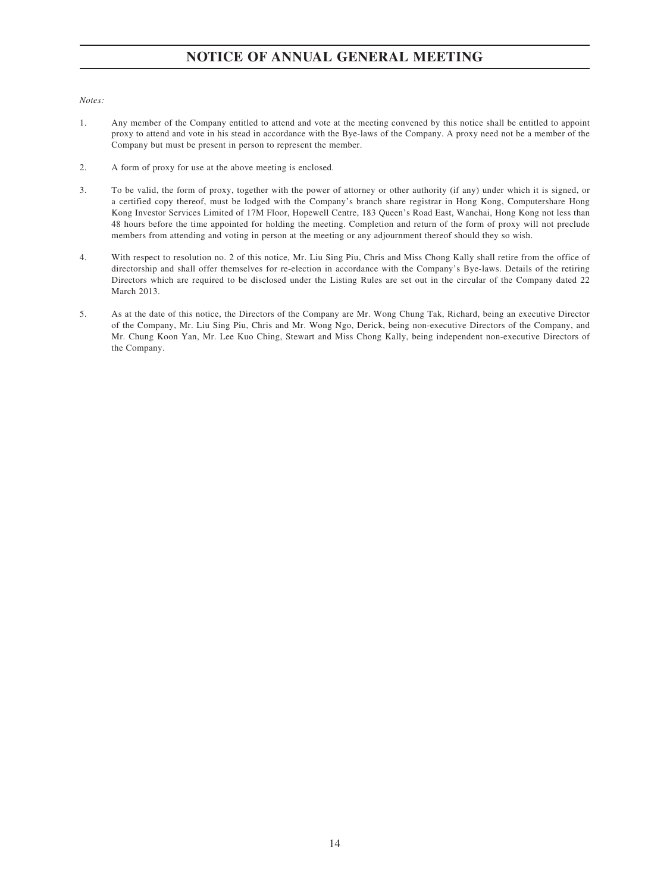# NOTICE OF ANNUAL GENERAL MEETING

*Notes:*

1. Any member of the Company entitled to attend and vote at the meeting convened by this notice shall be entitled to appoint proxy to attend and vote in his stead in accordance with the Bye-laws of the Company. A proxy need not be a member of the Company but must be present in person to represent the member.

2. A form of proxy for use at the above meeting is enclosed.

3. To be valid, the form of proxy, together with the power of attorney or other authority (if any) under which it is signed, or a certified copy thereof, must be lodged with the Company's branch share registrar in Hong Kong, Computershare Hong Kong Investor Services Limited of 17M Floor, Hopewell Centre, 183 Queen's Road East, Wanchai, Hong Kong not less than 48 hours before the time appointed for holding the meeting. Completion and return of the form of proxy will not preclude members from attending and voting in person at the meeting or any adjournment thereof should they so wish.

4. With respect to resolution no. 2 of this notice, Mr. Liu Sing Piu, Chris and Miss Chong Kally shall retire from the office of directorship and shall offer themselves for re-election in accordance with the Company's Bye-laws. Details of the retiring Directors which are required to be disclosed under the Listing Rules are set out in the circular of the Company dated 22 March 2013.

5. As at the date of this notice, the Directors of the Company are Mr. Wong Chung Tak, Richard, being an executive Director of the Company, Mr. Liu Sing Piu, Chris and Mr. Wong Ngo, Derick, being non-executive Directors of the Company, and Mr. Chung Koon Yan, Mr. Lee Kuo Ching, Stewart and Miss Chong Kally, being independent non-executive Directors of the Company.